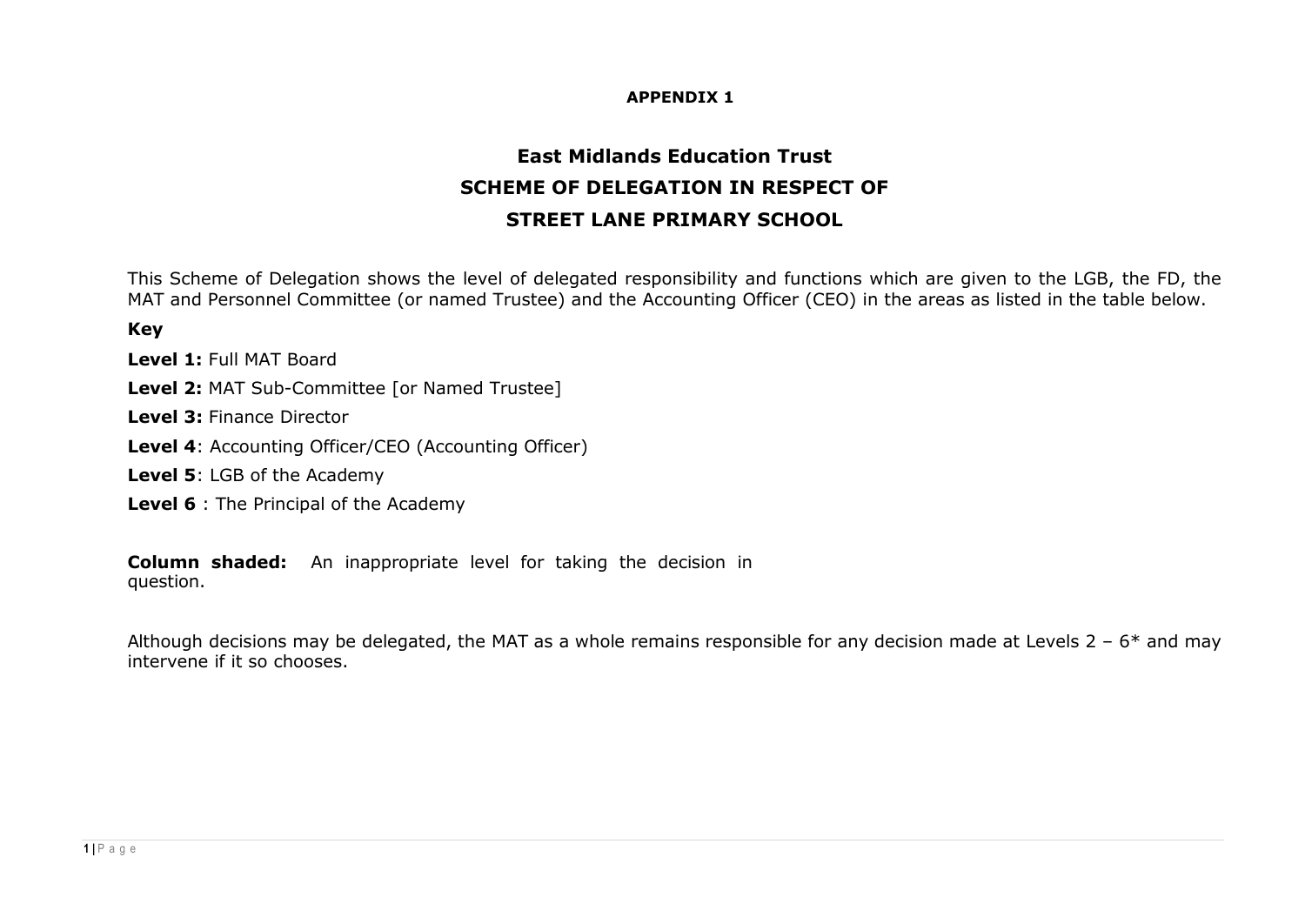**APPENDIX 1**

# East Midlands Education Trust
## SCHEME OF DELEGATION IN RESPECT OF
## STREET LANE PRIMARY SCHOOL

This Scheme of Delegation shows the level of delegated responsibility and functions which are given to the LGB, the FD, the MAT and Personnel Committee (or named Trustee) and the Accounting Officer (CEO) in the areas as listed in the table below.

**Key**

**Level 1:** Full MAT Board

**Level 2:** MAT Sub-Committee [or Named Trustee]

**Level 3:** Finance Director

**Level 4**: Accounting Officer/CEO (Accounting Officer)

**Level 5**: LGB of the Academy

**Level 6** : The Principal of the Academy

**Column shaded:** An inappropriate level for taking the decision in question.

Although decisions may be delegated, the MAT as a whole remains responsible for any decision made at Levels 2 – 6* and may intervene if it so chooses.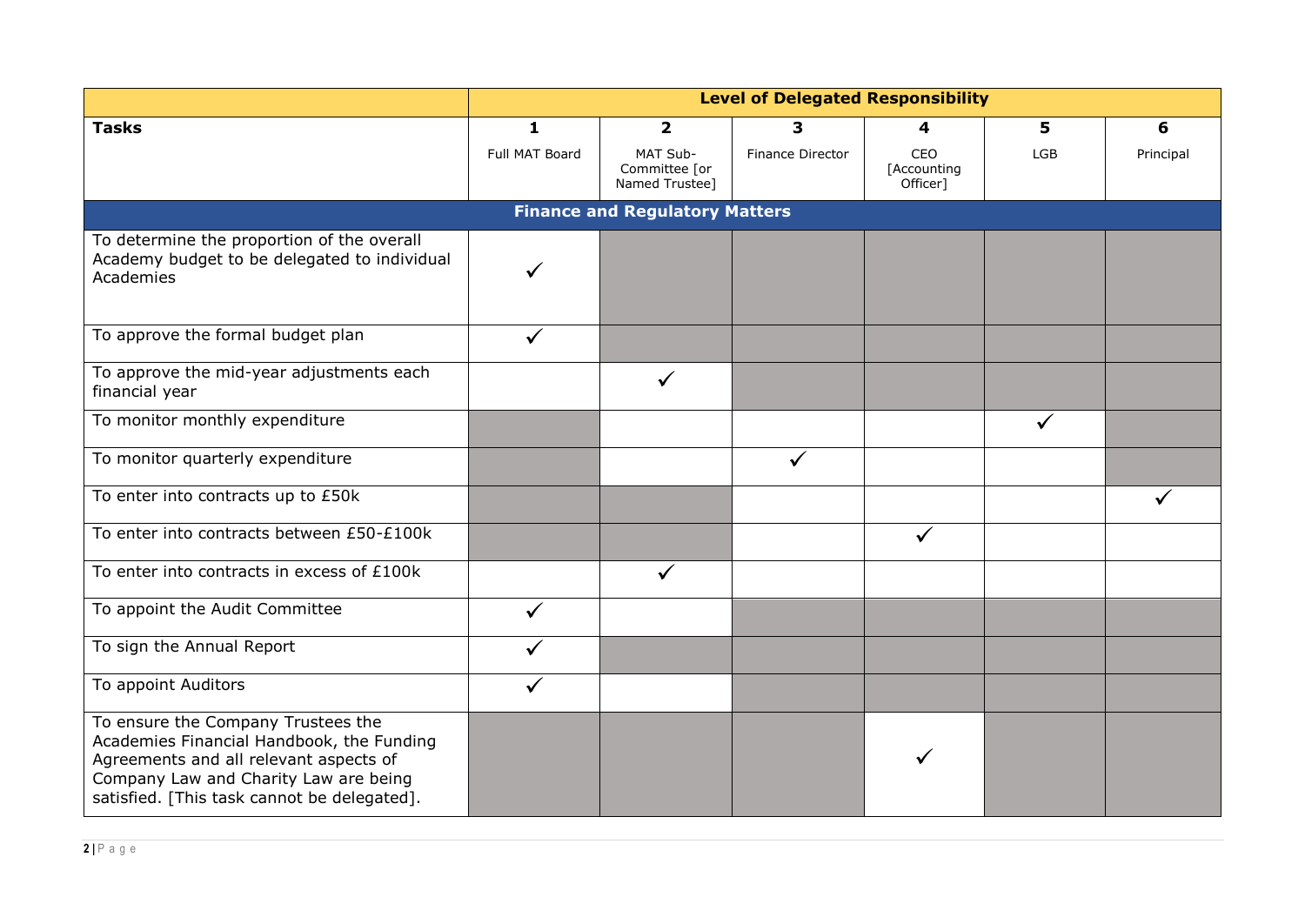| | Level of Delegated Responsibility | | | | | |
|---|---|---|---|---|---|---|
| **Tasks** | **1**<br>Full MAT Board | **2**<br>MAT Sub-Committee [or Named Trustee] | **3**<br>Finance Director | **4**<br>CEO [Accounting Officer] | **5**<br>LGB | **6**<br>Principal |
| **Finance and Regulatory Matters** | | | | | | |
| To determine the proportion of the overall Academy budget to be delegated to individual Academies | ✓ | | | | | |
| To approve the formal budget plan | ✓ | | | | | |
| To approve the mid-year adjustments each financial year | | ✓ | | | | |
| To monitor monthly expenditure | | | | | ✓ | |
| To monitor quarterly expenditure | | | ✓ | | | |
| To enter into contracts up to £50k | | | | | | ✓ |
| To enter into contracts between £50-£100k | | | | ✓ | | |
| To enter into contracts in excess of £100k | | ✓ | | | | |
| To appoint the Audit Committee | ✓ | | | | | |
| To sign the Annual Report | ✓ | | | | | |
| To appoint Auditors | ✓ | | | | | |
| To ensure the Company Trustees the Academies Financial Handbook, the Funding Agreements and all relevant aspects of Company Law and Charity Law are being satisfied. [This task cannot be delegated]. | | | | ✓ | | |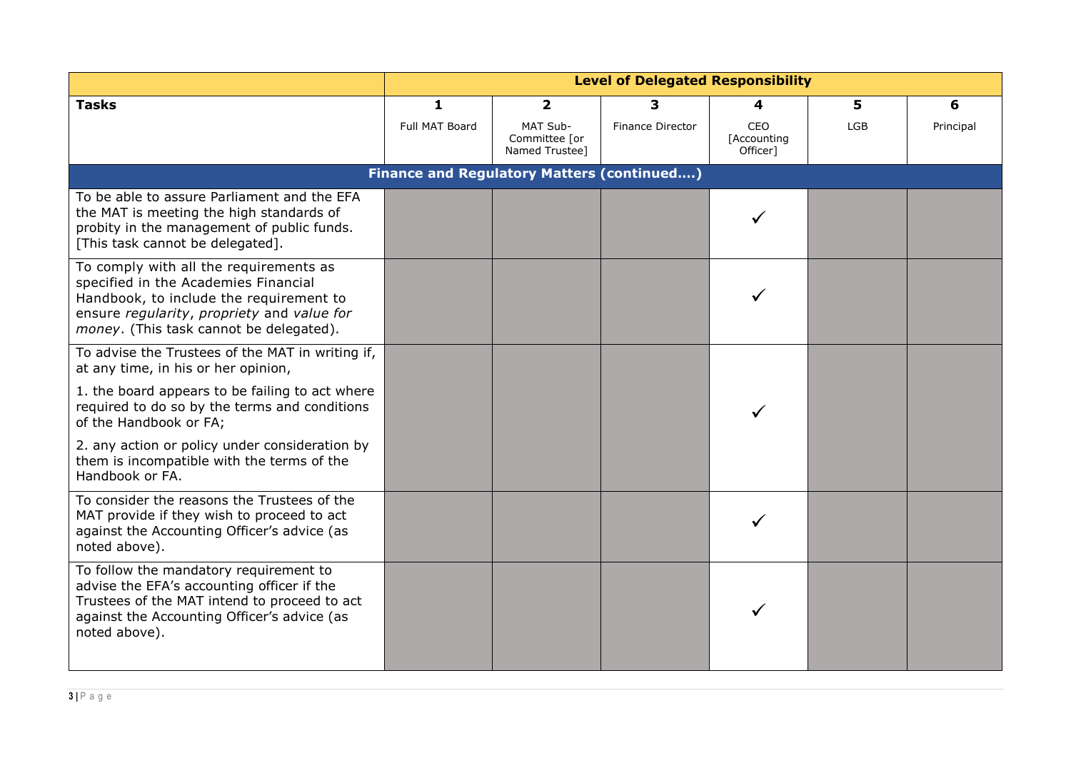| | Level of Delegated Responsibility | | | | | |
|---|---|---|---|---|---|---|
| **Tasks** | **1** Full MAT Board | **2** MAT Sub-Committee [or Named Trustee] | **3** Finance Director | **4** CEO [Accounting Officer] | **5** LGB | **6** Principal |
| **Finance and Regulatory Matters (continued….)** | | | | | | |
| To be able to assure Parliament and the EFA the MAT is meeting the high standards of probity in the management of public funds. [This task cannot be delegated]. | | | | ✓ | | |
| To comply with all the requirements as specified in the Academies Financial Handbook, to include the requirement to ensure *regularity*, *propriety* and *value for money*. (This task cannot be delegated). | | | | ✓ | | |
| To advise the Trustees of the MAT in writing if, at any time, in his or her opinion,<br>1. the board appears to be failing to act where required to do so by the terms and conditions of the Handbook or FA;<br>2. any action or policy under consideration by them is incompatible with the terms of the Handbook or FA. | | | | ✓ | | |
| To consider the reasons the Trustees of the MAT provide if they wish to proceed to act against the Accounting Officer's advice (as noted above). | | | | ✓ | | |
| To follow the mandatory requirement to advise the EFA's accounting officer if the Trustees of the MAT intend to proceed to act against the Accounting Officer's advice (as noted above). | | | | ✓ | | |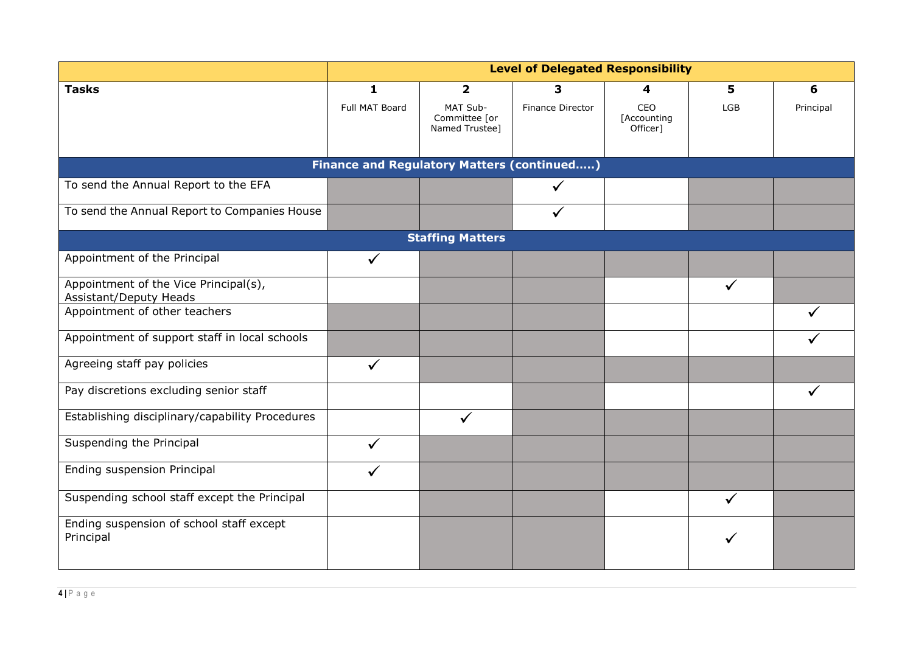| Tasks | Level of Delegated Responsibility | | | | | |
|---|---|---|---|---|---|---|
| | 1<br>Full MAT Board | 2<br>MAT Sub-Committee [or Named Trustee] | 3<br>Finance Director | 4<br>CEO [Accounting Officer] | 5<br>LGB | 6<br>Principal |
| **Finance and Regulatory Matters (continued.....)** | | | | | | |
| To send the Annual Report to the EFA | | | ✓ | | | |
| To send the Annual Report to Companies House | | | ✓ | | | |
| **Staffing Matters** | | | | | | |
| Appointment of the Principal | ✓ | | | | | |
| Appointment of the Vice Principal(s), Assistant/Deputy Heads | | | | | ✓ | |
| Appointment of other teachers | | | | | | ✓ |
| Appointment of support staff in local schools | | | | | | ✓ |
| Agreeing staff pay policies | ✓ | | | | | |
| Pay discretions excluding senior staff | | | | | | ✓ |
| Establishing disciplinary/capability Procedures | | ✓ | | | | |
| Suspending the Principal | ✓ | | | | | |
| Ending suspension Principal | ✓ | | | | | |
| Suspending school staff except the Principal | | | | | ✓ | |
| Ending suspension of school staff except Principal | | | | | ✓ | |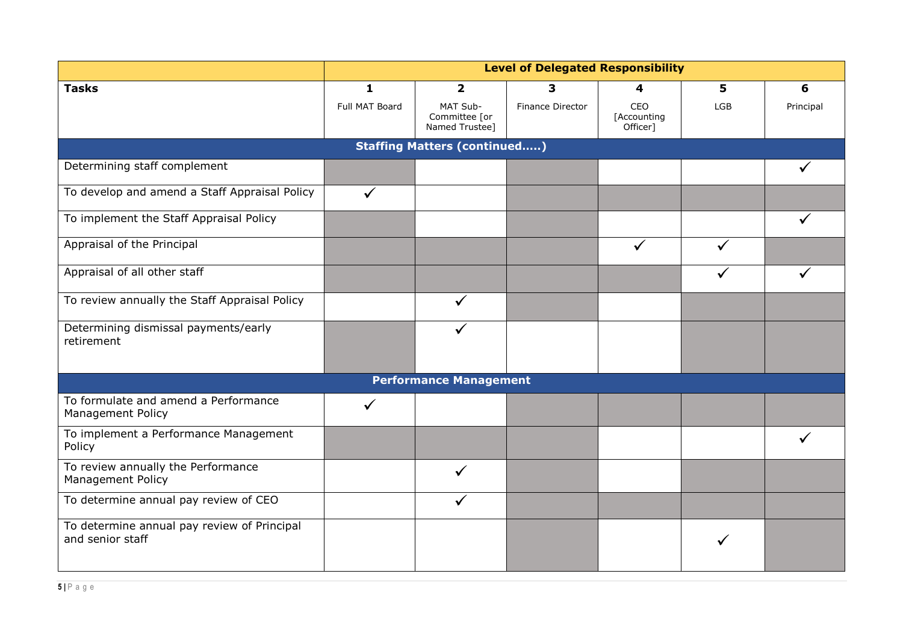| | Level of Delegated Responsibility | | | | | |
|---|---|---|---|---|---|---|
| **Tasks** | **1**<br>Full MAT Board | **2**<br>MAT Sub-Committee [or Named Trustee] | **3**<br>Finance Director | **4**<br>CEO [Accounting Officer] | **5**<br>LGB | **6**<br>Principal |
| **Staffing Matters (continued…..)** | | | | | | |
| Determining staff complement | | | | | | ✓ |
| To develop and amend a Staff Appraisal Policy | ✓ | | | | | |
| To implement the Staff Appraisal Policy | | | | | | ✓ |
| Appraisal of the Principal | | | | ✓ | ✓ | |
| Appraisal of all other staff | | | | | ✓ | ✓ |
| To review annually the Staff Appraisal Policy | | ✓ | | | | |
| Determining dismissal payments/early retirement | | ✓ | | | | |
| **Performance Management** | | | | | | |
| To formulate and amend a Performance Management Policy | ✓ | | | | | |
| To implement a Performance Management Policy | | | | | | ✓ |
| To review annually the Performance Management Policy | | ✓ | | | | |
| To determine annual pay review of CEO | | ✓ | | | | |
| To determine annual pay review of Principal and senior staff | | | | | ✓ | |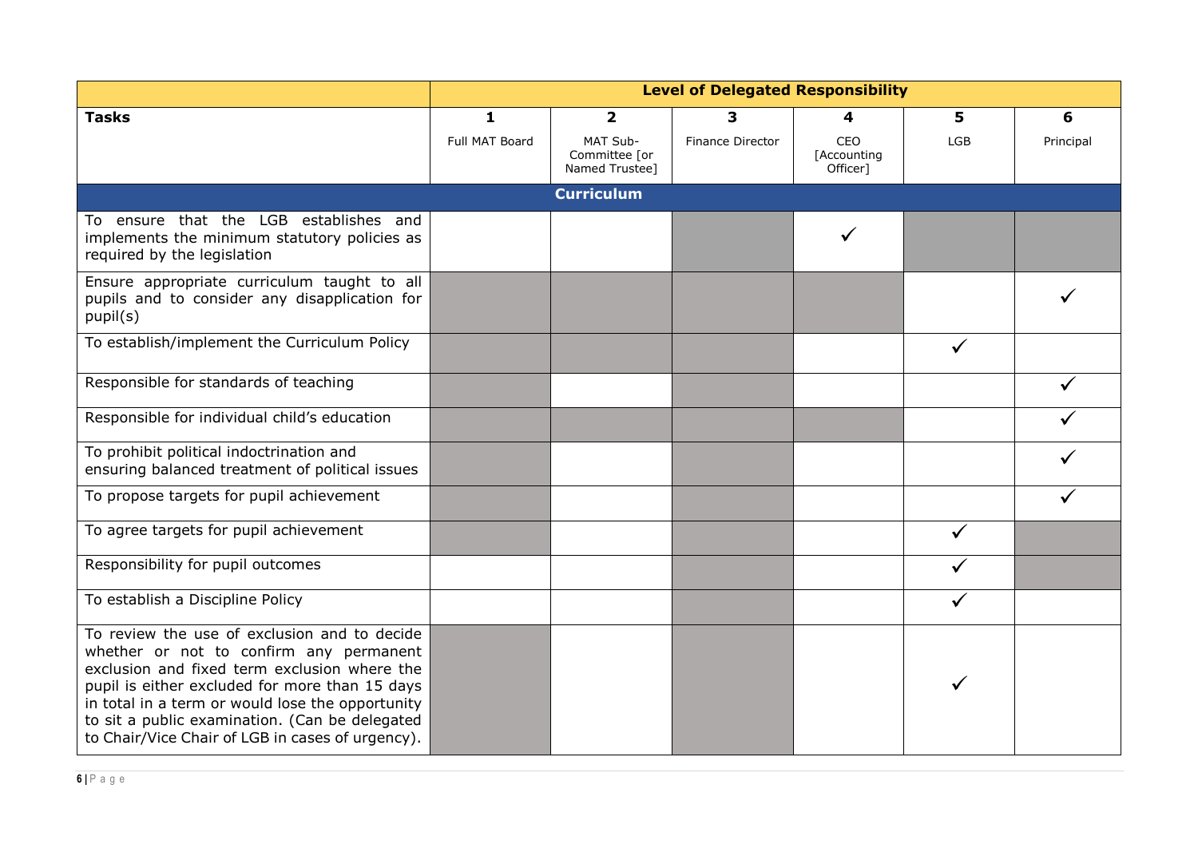| | Level of Delegated Responsibility | | | | | |
|---|---|---|---|---|---|---|
| **Tasks** | **1** Full MAT Board | **2** MAT Sub-Committee [or Named Trustee] | **3** Finance Director | **4** CEO [Accounting Officer] | **5** LGB | **6** Principal |
| **Curriculum** | | | | | | |
| To ensure that the LGB establishes and implements the minimum statutory policies as required by the legislation | | | | ✓ | | |
| Ensure appropriate curriculum taught to all pupils and to consider any disapplication for pupil(s) | | | | | | ✓ |
| To establish/implement the Curriculum Policy | | | | | ✓ | |
| Responsible for standards of teaching | | | | | | ✓ |
| Responsible for individual child's education | | | | | | ✓ |
| To prohibit political indoctrination and ensuring balanced treatment of political issues | | | | | | ✓ |
| To propose targets for pupil achievement | | | | | | ✓ |
| To agree targets for pupil achievement | | | | | ✓ | |
| Responsibility for pupil outcomes | | | | | ✓ | |
| To establish a Discipline Policy | | | | | ✓ | |
| To review the use of exclusion and to decide whether or not to confirm any permanent exclusion and fixed term exclusion where the pupil is either excluded for more than 15 days in total in a term or would lose the opportunity to sit a public examination. (Can be delegated to Chair/Vice Chair of LGB in cases of urgency). | | | | | ✓ | |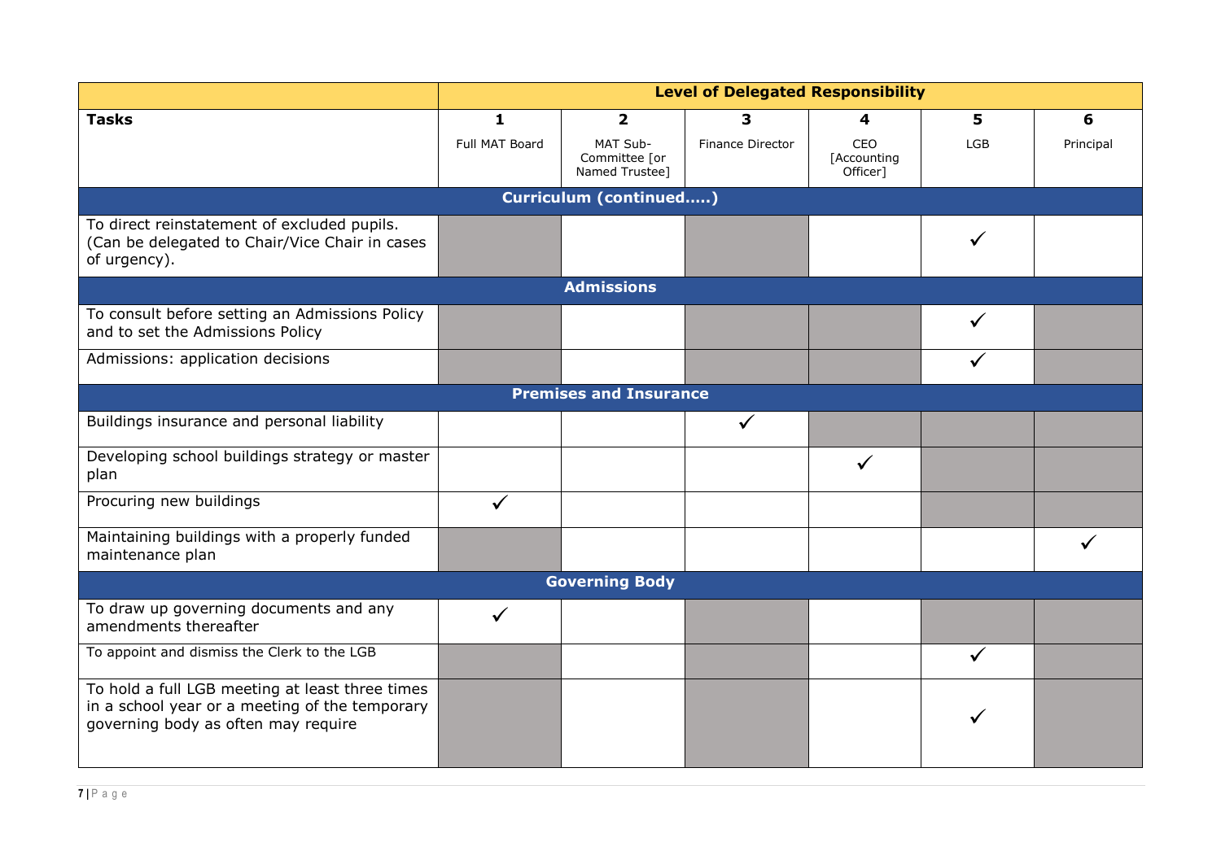| Tasks | Level of Delegated Responsibility | | | | | |
|---|---|---|---|---|---|---|
| | 1<br>Full MAT Board | 2<br>MAT Sub-Committee [or Named Trustee] | 3<br>Finance Director | 4<br>CEO [Accounting Officer] | 5<br>LGB | 6<br>Principal |
| **Curriculum (continued…..)** | | | | | | |
| To direct reinstatement of excluded pupils. (Can be delegated to Chair/Vice Chair in cases of urgency). | | | | | ✓ | |
| **Admissions** | | | | | | |
| To consult before setting an Admissions Policy and to set the Admissions Policy | | | | | ✓ | |
| Admissions: application decisions | | | | | ✓ | |
| **Premises and Insurance** | | | | | | |
| Buildings insurance and personal liability | | | ✓ | | | |
| Developing school buildings strategy or master plan | | | | ✓ | | |
| Procuring new buildings | ✓ | | | | | |
| Maintaining buildings with a properly funded maintenance plan | | | | | | ✓ |
| **Governing Body** | | | | | | |
| To draw up governing documents and any amendments thereafter | ✓ | | | | | |
| To appoint and dismiss the Clerk to the LGB | | | | | ✓ | |
| To hold a full LGB meeting at least three times in a school year or a meeting of the temporary governing body as often may require | | | | | ✓ | |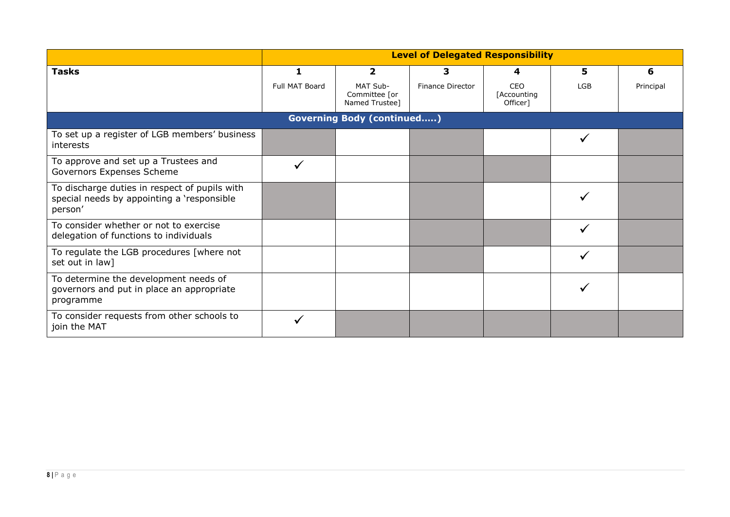| | Level of Delegated Responsibility | | | | | |
|---|---|---|---|---|---|---|
| **Tasks** | **1**<br>Full MAT Board | **2**<br>MAT Sub-Committee [or Named Trustee] | **3**<br>Finance Director | **4**<br>CEO [Accounting Officer] | **5**<br>LGB | **6**<br>Principal |
| **Governing Body (continued…..)** | | | | | | |
| To set up a register of LGB members' business interests | | | | | ✓ | |
| To approve and set up a Trustees and Governors Expenses Scheme | ✓ | | | | | |
| To discharge duties in respect of pupils with special needs by appointing a 'responsible person' | | | | | ✓ | |
| To consider whether or not to exercise delegation of functions to individuals | | | | | ✓ | |
| To regulate the LGB procedures [where not set out in law] | | | | | ✓ | |
| To determine the development needs of governors and put in place an appropriate programme | | | | | ✓ | |
| To consider requests from other schools to join the MAT | ✓ | | | | | |